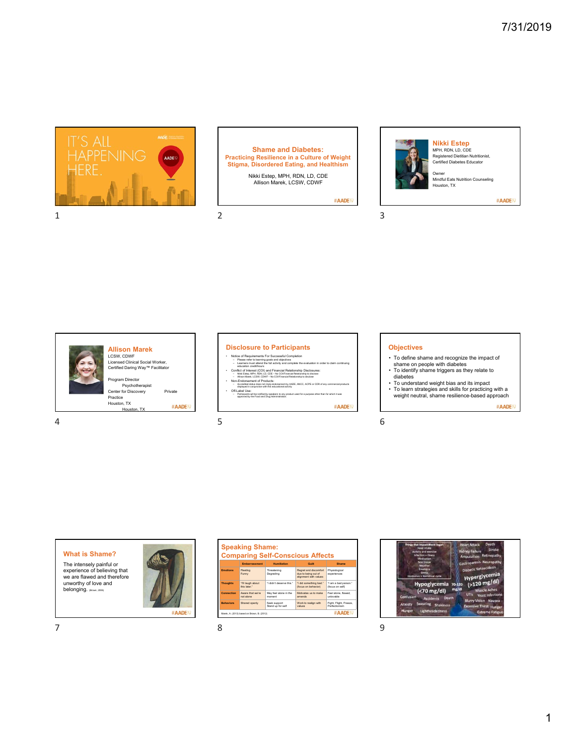## Slide 1

IT'S ALL HAPPENING HERE.

AADE19

## Slide 2

# Shame and Diabetes:

## Practicing Resilience in a Culture of Weight Stigma, Disordered Eating, and Healthism

Nikki Estep, MPH, RDN, LD, CDE
Allison Marek, LCSW, CDWF

#AADE19

## Slide 3

### Nikki Estep

MPH, RDN, LD, CDE
Registered Dietitian Nutritionist,
Certified Diabetes Educator

Owner
Mindful Eats Nutrition Counseling
Houston, TX

#AADE19

## Slide 4

### Allison Marek

LCSW, CDWF
Licensed Clinical Social Worker,
Certified Daring Way™ Facilitator

Program Director
Psychotherapist
Center for Discovery
Houston, TX

Private Practice
Houston, TX

#AADE19

## Slide 5

### Disclosure to Participants

- Notice of Requirements For Successful Completion
  - Please refer to learning goals and objectives
  - Learners must attend the full activity and complete the evaluation in order to claim continuing education credit/hours
- Conflict of Interest (COI) and Financial Relationship Disclosures:
  - Nikki Estep, MPH, RDN, LD, CDE – No COI/Financial Relationship to disclose
  - Allison Marek, LCSW, CDWF – No COI/Financial Relationship to disclose
- Non-Endorsement of Products:
  - Accredited status does not imply endorsement by AADE, ANCC, ACPE or CDR of any commercial products displayed in conjunction with this educational activity
- Off-Label Use:
  - Participants will be notified by speakers to any product used for a purpose other than for which it was approved by the Food and Drug Administration.

#AADE19

## Slide 6

### Objectives

- To define shame and recognize the impact of shame on people with diabetes
- To identify shame triggers as they relate to diabetes
- To understand weight bias and its impact
- To learn strategies and skills for practicing with a weight neutral, shame resilience-based approach

#AADE19

## Slide 7

### What is Shame?

The intensely painful or experience of believing that we are flawed and therefore unworthy of love and belonging. (Brown, 2006)

#AADE19

## Slide 8

### Speaking Shame: Comparing Self-Conscious Affects

| | Embarrassment | Humiliation | Guilt | Shame |
|---|---|---|---|---|
| Emotions | Fleeting Funny | Threatening Degrading | Regret and discomfort due to being out of alignment with values | Physiological experiences |
| Thoughts | "I'll laugh about this later." | "I didn't deserve this." | "I did something bad." (focus on behavior) | "I am a bad person." (focus on self) |
| Connection | Aware that we're not alone | May feel alone in the moment | Motivates us to make amends | Feel alone, flawed, unlovable |
| Behaviors | Shared openly | Seek support Stand up for self | Work to realign with values | Fight, Flight, Freeze, Perfectionism |

Marek, A. (2013) based on Brown, B. (2012)

#AADE19

## Slide 9

Things that Impact Blood Sugar: Food intake, Activity and exercise, Infection + illness, Medication, Scar tissue, Weather, Emotions, Stress, Hormones + menstrual cycle

Hypoglycemia (<70 mg/dl)

70-120 mg/dl

Hyperglycemia (>120 mg/dl)

Confusion, Accidents, Death, Anxiety, Sweating, Shakiness, Hunger, Lightheadedness

Heart Attack, Death, Kidney Failure, Stroke, Amputation, Retinopathy, Gastroparesis, Neuropathy, Diabetic Ketoacidosis, Muscle Aches, UTIs, Yeast Infections, Blurry Vision, Nausea, Excessive Thirst, Hunger, Extreme Fatigue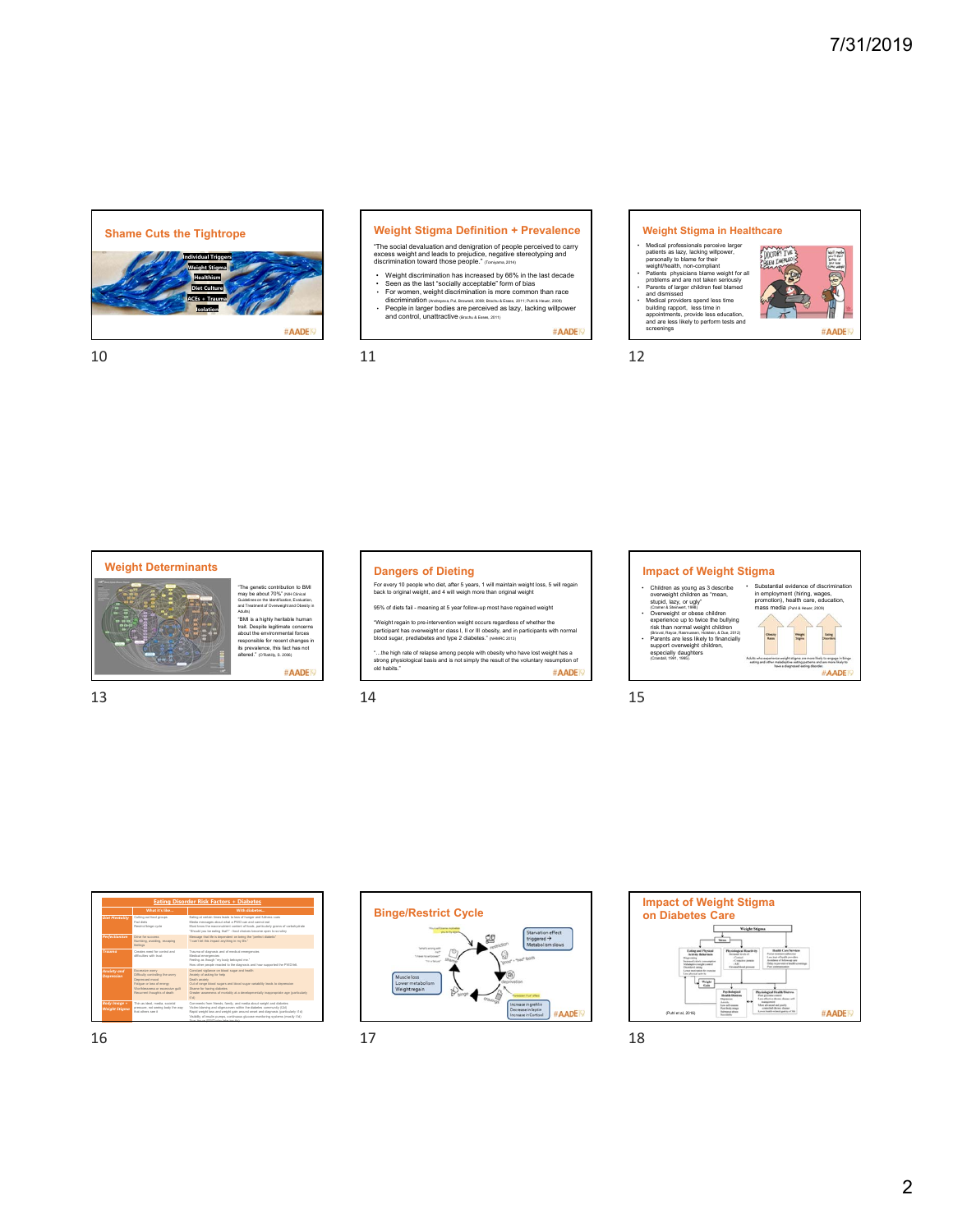## Shame Cuts the Tightrope

Individual Triggers

Weight Stigma

Healthism

Diet Culture

ACEs + Trauma

Isolation

#AADE19

## Weight Stigma Definition + Prevalence

"The social devaluation and denigration of people perceived to carry excess weight and leads to prejudice, negative stereotyping and discrimination toward those people." (Tomiyama, 2014)

- Weight discrimination has increased by 66% in the last decade
- Seen as the last "socially acceptable" form of bias
- For women, weight discrimination is more common than race discrimination (Andreyeva, Puhl, Brownell, 2008; Brochu & Esses, 2011; Puhl & Heuer, 2009)
- People in larger bodies are perceived as lazy, lacking willpower and control, unattractive (Brochu & Esses, 2011)

#AADE19

## Weight Stigma in Healthcare

- Medical professionals perceive larger patients as lazy, lacking willpower, personally to blame for their weight/health, non-compliant
- Patients physicians blame weight for all problems and are not taken seriously
- Parents of larger children feel blamed and dismissed
- Medical providers spend less time building rapport, less time in appointments, provide less education, and are less likely to perform tests and screenings

#AADE19

## Weight Determinants

"The genetic contribution to BMI may be about 70%" (NIH Clinical Guidelines on the Identification, Evaluation, and Treatment of Overweight and Obesity in Adults)

"BMI is a highly heritable human trait. Despite legitimate concerns about the environmental forces responsible for recent changes in its prevalence, this fact has not altered." (O'Rahilly, S. 2006)

#AADE19

## Dangers of Dieting

For every 10 people who diet, after 5 years, 1 will maintain weight loss, 5 will regain back to original weight, and 4 will weigh more than original weight

95% of diets fail - meaning at 5 year follow-up most have regained weight

"Weight regain to pre-intervention weight occurs regardless of whether the participant has overweight or class I, II or III obesity, and in participants with normal blood sugar, prediabetes and type 2 diabetes." (NHMRC 2013)

"...the high rate of relapse among people with obesity who have lost weight has a strong physiological basis and is not simply the result of the voluntary resumption of old habits."

#AADE19

## Impact of Weight Stigma

- Children as young as 3 describe overweight children as "mean, stupid, lazy, or ugly" (Cramer & Steinwert, 1998)
- Overweight or obese children experience up to twice the bullying risk than normal weight children (Brixval, Rayce, Rasmussen, Holstein, & Due, 2012)
- Parents are less likely to financially support overweight children, especially daughters (Crandall, 1991, 1995)
- Substantial evidence of discrimination in employment (hiring, wages, promotion), health care, education, mass media (Puhl & Heuer, 2009)

Obesity Rates

Weight Stigma

Eating Disorders

Adults who experience weight stigma are more likely to engage in binge eating and other maladaptive eating patterns and are more likely to have a diagnosed eating disorder.

#AADE19

## Eating Disorder Risk Factors + Diabetes

| | What it's like... | With diabetes... |
|---|---|---|
| Diet Mentality | Cutting out food groups<br>Fad diets<br>Restrict/binge cycle | Eating at certain times leads to loss of hunger and fullness cues<br>Media messages about what a PWD can and cannot eat<br>Must know the macronutrient content of foods, particularly grams of carbohydrate<br>"Should you be eating that?" - food choices become open to scrutiny |
| Perfectionism | Drive for success<br>Numbing, avoiding, escaping feelings | Message that life is dependent on being the "perfect diabetic"<br>"I can't let the impact anything in my life" |
| Trauma | Creates need for control and difficulties with trust | Trauma of diagnosis and of medical emergencies<br>Medical emergencies<br>Feeling as though "my body betrayed me"<br>How other people reacted to the diagnosis and how supported the PWD felt |
| Anxiety and Depression | Excessive worry<br>Difficulty controlling the worry<br>Depressed mood<br>Fatigue or loss of energy<br>Worthlessness or excessive guilt<br>Recurrent thoughts of death | Constant vigilance on blood sugar and health<br>Anxiety of asking for help<br>Death anxiety<br>Out of range blood sugars and blood sugar variability leads to depression<br>Shame for having diabetes<br>Greater awareness of mortality at a developmentally inappropriate age (particularly T1) |
| Body Image + Weight Stigma | This as ideal, media, societal pressure, not seeing body the way that others see it | Comments from friends, family, and media about weight and diabetes<br>Victim blaming and stigmatization within the diabetes community (T2)<br>Rapid weight loss and weight gain around onset and diagnosis (particularly T1)<br>Visibility of insulin pumps, continuous glucose monitoring systems (mostly T1) |

## Binge/Restrict Cycle

Starvation effect triggered → Metabolism slows

restriction

"good" - "bad" foods

deprivation

Increase in ghrelin
Decrease in leptin
Increase in Cortisol

cravings

binge

shame

Muscle loss
Lower metabolism
Weight regain

#AADE19

## Impact of Weight Stigma on Diabetes Care

Weight Stigma

Eating and Physical Activity Behaviors

Physiological Reactivity

Health Care Services

Weight Gain

Psychological Health Distress

Physiological Health Distress

(Puhl et al. 2016)

#AADE19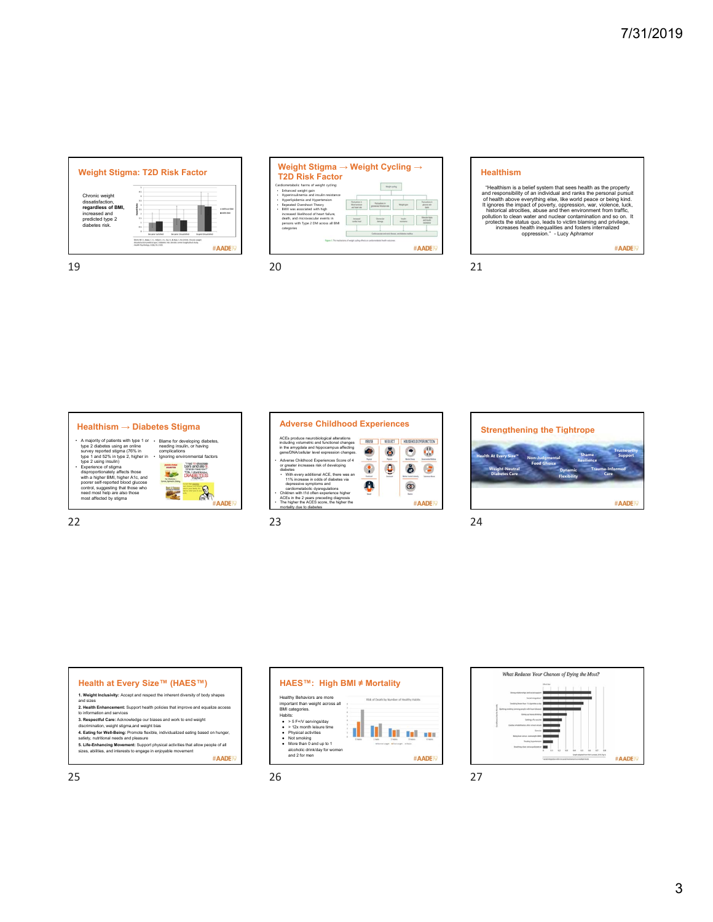## Weight Stigma: T2D Risk Factor

Chronic weight dissatisfaction, **regardless of BMI,** increased and predicted type 2 diabetes risk.

Wirth MD, Blake CE, Hébert JR, Sui X, Blair SN (2015). Chronic weight dissatisfaction predicts type 2 diabetes risk: Aerobic center longitudinal study. Health Psychology, 33(8), 912-919.

#AADE19

## Weight Stigma → Weight Cycling → T2D Risk Factor

Cardiometabolic harms of weight cycling:

- Enhanced weight gain
- Hyperinsulinemia and insulin resistance
- Hyperlipidemia and Hypertension
- Repeated Overshoot Theory
- BWV was associated with high increased likelihood of heart failure, death, and microvascular events in persons with Type 2 DM across all BMI categories

Figure 1. The mechanisms of weight cycling effects on cardiometabolic health outcomes

#AADE19

## Healthism

"Healthism is a belief system that sees health as the property and responsibility of an individual and ranks the personal pursuit of health above everything else, like world peace or being kind. It ignores the impact of poverty, oppression, war, violence, luck, historical atrocities, abuse and then environment from traffic, pollution to clean water and nuclear contamination and so on. It protects the status quo, leads to victim blaming and privilege, increases health inequalities and fosters internalized oppression." - Lucy Aphramor

#AADE19

## Healthism → Diabetes Stigma

- A majority of patients with type 1 or type 2 diabetes using an online survey reported stigma (76% in type 1 and 52% in type 2, higher in type 2 using insulin)
- Experience of stigma disproportionately affects those with a higher BMI, higher A1c, and poorer self-reported blood glucose control, suggesting that those who need most help are also those most affected by stigma
- Blame for developing diabetes, needing insulin, or having complications
- Ignoring environmental factors

#AADE19

## Adverse Childhood Experiences

ACEs produce neurobiological alterations including volumetric and functional changes in the amygdala and hippocampus affecting gene/DNA/cellular level expression changes.

- Adverse Childhood Experiences Score of 4 or greater increases risk of developing diabetes
  - With every additional ACE, there was an 11% increase in odds of diabetes via depressive symptoms and cardiometabolic dysregulations
- Children with t1d often experience higher ACEs in the 2 years preceding diagnosis
- The higher the ACES score, the higher the mortality due to diabetes

ABUSE | NEGLECT | HOUSEHOLD DYSFUNCTION

#AADE19

## Strengthening the Tightrope

Health At Every Size™, Non-Judgmental Food Choice, Shame Resilience, Trustworthy Support, Weight-Neutral Diabetes Care, Dynamic Flexibility, Trauma-Informed Care

#AADE19

## Health at Every Size™ (HAES™)

**1. Weight Inclusivity:** Accept and respect the inherent diversity of body shapes and sizes

**2. Health Enhancement:** Support health policies that improve and equalize access to information and services

**3. Respectful Care:** Acknowledge our biases and work to end weight discrimination, weight stigma, and weight bias

**4. Eating for Well-Being:** Promote flexible, individualized eating based on hunger, satiety, nutritional needs and pleasure

**5. Life-Enhancing Movement:** Support physical activities that allow people of all sizes, abilities, and interests to engage in enjoyable movement

#AADE19

## HAES™: High BMI ≠ Mortality

Healthy Behaviors are more important than weight across all BMI categories.

Habits:

- > 5 F+/V servings/day
- > 12x month leisure time
- Physical activities
- Not smoking
- More than 0 and up to 1 alcoholic drink/day for women and 2 for men

Risk of Death by Number of Healthy Habits

#AADE19

*What Reduces Your Chances of Dying the Most?*

#AADE19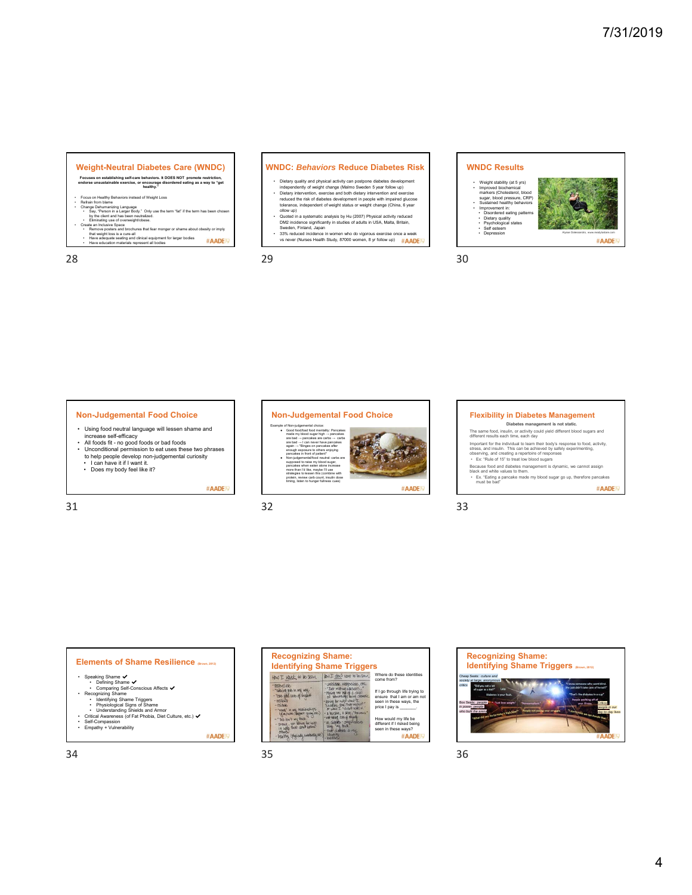## Weight-Neutral Diabetes Care (WNDC)

**Focuses on establishing self-care behaviors. It DOES NOT promote restriction, endorse unsustainable exercise, or encourage disordered eating as a way to "get healthy."**

- Focus on Healthy Behaviors instead of Weight Loss
- Refrain from blame
- Change Dehumanizing Language
  - Say, "Person in a Larger Body." Only use the term "fat" if the term has been chosen by the client and has been neutralized.
  - Eliminating use of overweight/obese.
- Create an Inclusive Space
  - Remove posters and brochures that fear monger or shame about obesity or imply that weight loss is a cure-all
  - Have adequate seating and clinical equipment for larger bodies
  - Have education materials represent all bodies

#AADE19

## WNDC: *Behaviors* Reduce Diabetes Risk

- Dietary quality and physical activity can postpone diabetes development independently of weight change (Malmo Sweden 5 year follow up)
- Dietary intervention, exercise and both dietary intervention and exercise reduced the risk of diabetes development in people with impaired glucose tolerance, independent of weight status or weight change (China, 6 year ollow up)
- Quoted in a systematic analysis by Hu (2007) Physical activity reduced DM2 incidence significantly in studies of adults in USA, Malta, Britain, Sweden, Finland, Japan
- 33% reduced incidence in women who do vigorous exercise once a week vs never (Nurses Health Study, 87000 women, 8 yr follow up)

#AADE19

## WNDC Results

- Weight stability (at 5 yrs)
- Improved biochemical markers (Cholesterol, blood sugar, blood pressure, CRP)
- Sustained healthy behaviors
- Improvement in:
  - Disordered eating patterns
  - Dietary quality
  - Psychological states
  - Self esteem
  - Depression

Alyssa Dalessandro, www.readytostare.com

#AADE19

## Non-Judgemental Food Choice

- Using food neutral language will lessen shame and increase self-efficacy
- All foods fit - no good foods or bad foods
- Unconditional permission to eat uses these two phrases to help people develop non-judgemental curiosity
  - I can have it if I want it.
  - Does my body feel like it?

#AADE19

## Non-Judgemental Food Choice

Example of Non-judgemental choice:

- Good food/bad food mentality: Pancakes made my blood sugar high → pancakes are bad → pancakes are carbs → carbs are bad → I can never have pancakes again → "Binges on pancakes after enough exposure to others enjoying pancakes in front of patient"
- Non-judgemental/food neutral: carbs are supposed to raise my blood sugar, pancakes when eaten alone increase more than I'd like, maybe I'll use strategies to lessen this (combine with protein, review carb count, insulin dose timing, listen to hunger fullness cues)

#AADE19

## Flexibility in Diabetes Management

**Diabetes management is not static.**

The same food, insulin, or activity could yield different blood sugars and different results each time, each day

Important for the individual to learn their body's response to food, activity, stress, and insulin. This can be achieved by safely experimenting, observing, and creating a repertoire of responses

- Ex: "Rule of 15" to treat low blood sugars

Because food and diabetes management is dynamic, we cannot assign black and white values to them.

- Ex. "Eating a pancake made my blood sugar go up, therefore pancakes must be bad"

#AADE19

## Elements of Shame Resilience (Brown, 2012)

- Speaking Shame ✔
  - Defining Shame ✔
  - Comparing Self-Conscious Affects ✔
- Recognizing Shame
  - Identifying Shame Triggers
  - Physiological Signs of Shame
  - Understanding Shields and Armor
- Critical Awareness (of Fat Phobia, Diet Culture, etc.) ✔
- Self-Compassion
- Empathy + Vulnerability

#AADE19

## Recognizing Shame: Identifying Shame Triggers

Where do these identities come from?

If I go through life trying to ensure that I am or am not seen in these ways, the price I pay is ______.

How would my life be different if I risked being seen in these ways?

#AADE19

## Recognizing Shame: Identifying Shame Triggers (Brown, 2012)

Cheap Seats: *culture and society at large, anonymous critics*

"Did you eat a lot of sugar as a kid?"

Diabetes is your fault.

"I know someone who went blind. She just didn't take care of herself."

"That's like diabetes in a cup"

Box Seats: *people in power, people who built the arena*

"Just lose weight."

"Noncompliant."

People profiting off of your illness.

"What did you do to make it high/low?"

People not seeing your struggle

"I don't know how you do it" ... *people in our day-to-day lives*

#AADE19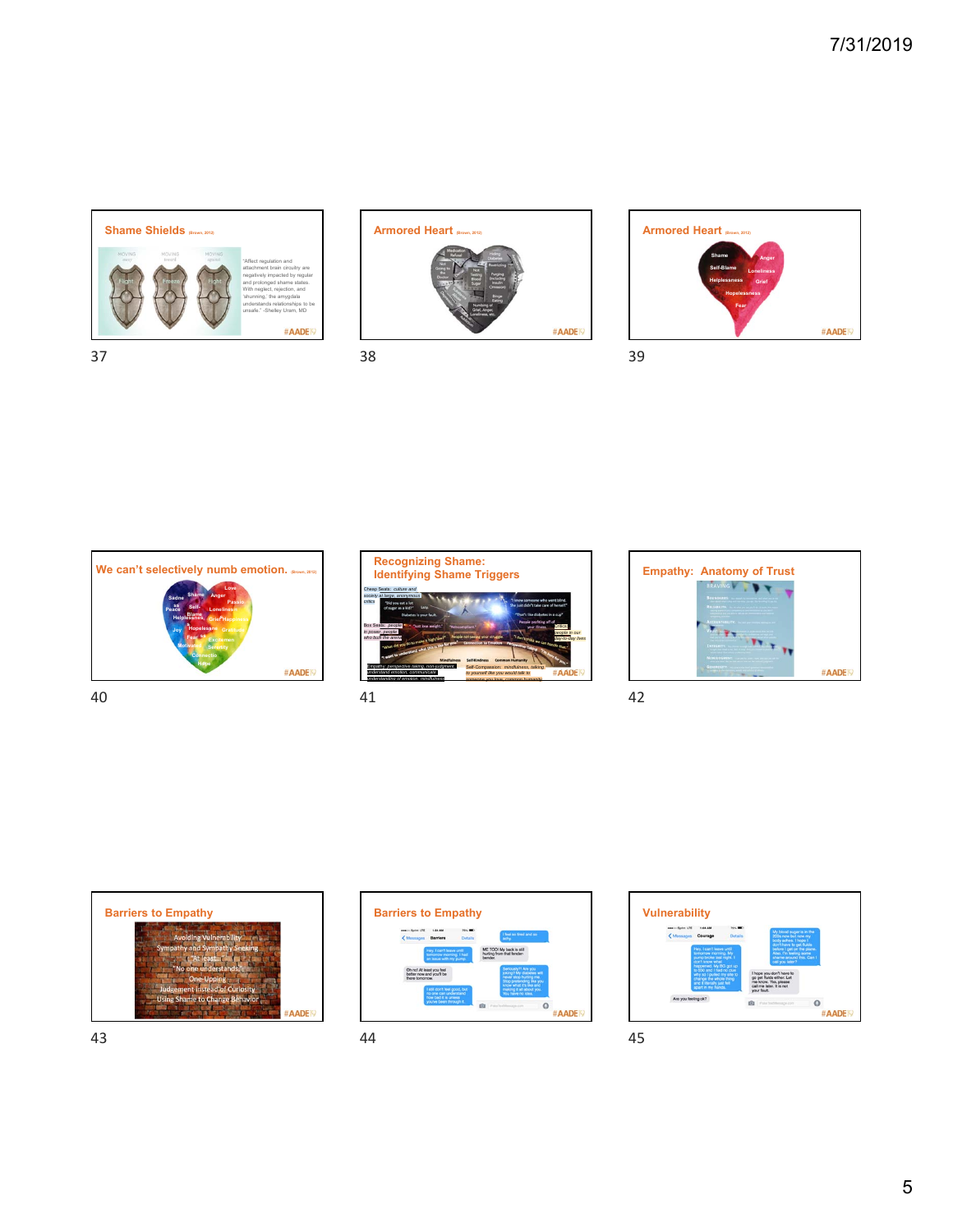## Shame Shields (Brown, 2012)

MOVING away | MOVING toward | MOVING against

Flight | Freeze | Fight

"Affect regulation and attachment brain circuitry are negatively impacted by regular and prolonged shame states. With neglect, rejection, and 'shunning,' the amygdala understands relationships to be unsafe." -Shelley Uram, MD

#AADE19

37

## Armored Heart (Brown, 2012)

Medication Refusal | Hiding Diabetes | Not Going to the Doctor | Not Testing Blood Sugar | Purging (including Insulin Omission) | Binge Eating | Numbing of Grief, Anger, Loneliness, etc.

#AADE19

38

## Armored Heart (Brown, 2012)

Shame | Anger | Self-Blame | Loneliness | Helplessness | Grief | Hopelessness | Fear

#AADE19

39

## We can't selectively numb emotion. (Brown, 2012)

Love | Sadness | Shame | Anger | Peace | Passion | Self-Blame | Loneliness | Helplessness | Grief | Happiness | Joy | Hopelessness | Gratitude | Fear | Excitement | Motivation | Serenity | Connection | Hope

#AADE19

40

## Recognizing Shame: Identifying Shame Triggers

Cheap Seats: culture and society at large, anonymous critics

Box Seats: people in power, people who built the arena

Critics: people in our day-to-day lives

"Did you eat a lot of sugar as a kid?" | Lazy | "I know someone who went blind. She just didn't take care of herself!" | Diabetes is your fault. | "That's like diabetes in a cup!" | "Just lose weight." | "Noncompliant." | People pointing off at your illness. | People not seeing your struggle. | "What did you do to make it high/low?" | "I don't think we can handle that." | "I want to understand what this is like for you."

Mindfulness | Self-Kindness | Common Humanity

Empathy: perspective taking, non-judgment, understand emotion, communicate understanding of emotion, mindfulness

Self-Compassion: mindfulness, talking to yourself like you would talk to someone you love, common humanity

#AADE19

41

## Empathy: Anatomy of Trust

BRAVING

Boundaries | Reliability | Accountability | Vault | Integrity | Nonjudgment | Generosity

#AADE19

42

## Barriers to Empathy

- Avoiding Vulnerability
- Sympathy and Sympathy Seeking
- "At least…"
- "No one understands"
- One-Upping
- Judgement instead of Curiosity
- Using Shame to Change Behavior

#AADE19

43

## Barriers to Empathy

Messages | Barriers | Details

I feel so tired and so achy.

Hey, I can't leave until tomorrow morning. I had an issue with my pump.

ME TOO! My back is still hurting from that fender bender.

Oh no! At least you feel better now and you'll be there tomorrow.

Seriously?! Are you crying? My diabetes will never stop hurting me. Stop pretending like you know what it's like and making it all about you. You have no idea.

I still don't feel good, but no one can understand how bad it is unless you've been through it.

#AADE19

44

## Vulnerability

Messages | Courage | Details

Hey, I can't leave until tomorrow morning. My pump broke last night. I don't know what happened. My BG got up to 500 and I had no clue why so I pulled my site to change the whole thing and it literally just fell apart in my hands.

My blood sugar is in the 300s now but now my body aches. I hope I don't have to get fluids before I get on the plane. Also, I'm feeling some shame around this. Can I call you later?

I hope you don't have to go get fluids either. Let me know. Yes, please call me later. It is not your fault.

Are you feeling ok?

#AADE19

45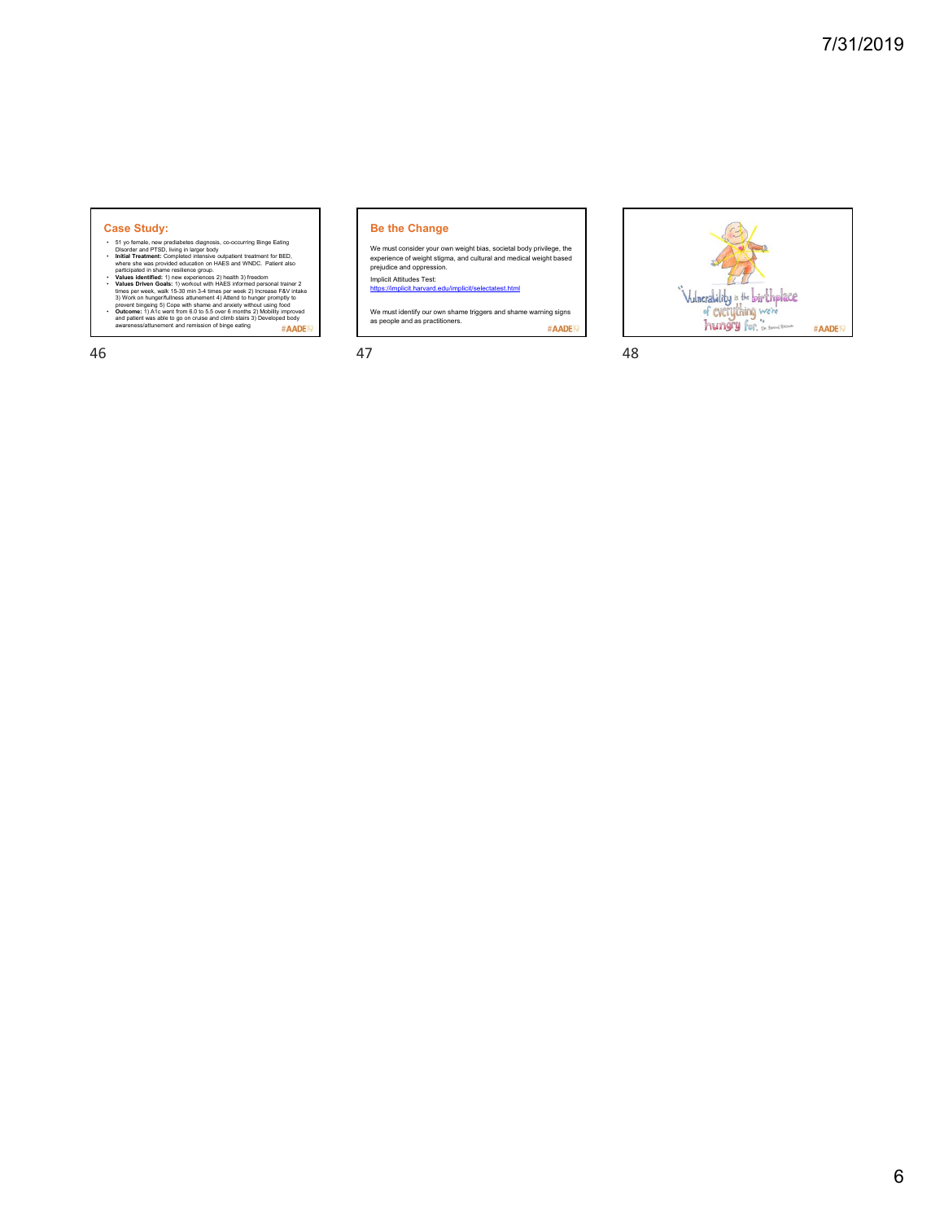## Case Study:

- 51 yo female, new prediabetes diagnosis, co-occurring Binge Eating Disorder and PTSD, living in larger body
- **Initial Treatment:** Completed intensive outpatient treatment for BED, where she was provided education on HAES and WNDC. Patient also participated in shame resilience group.
- **Values identified:** 1) new experiences 2) health 3) freedom
- **Values Driven Goals:** 1) workout with HAES informed personal trainer 2 times per week, walk 15-30 min 3-4 times per week 2) Increase F&V intake 3) Work on hunger/fullness attunement 4) Attend to hunger promptly to prevent bingeing 5) Cope with shame and anxiety without using food
- **Outcome:** 1) A1c went from 6.0 to 5.5 over 6 months 2) Mobility improved and patient was able to go on cruise and climb stairs 3) Developed body awareness/attunement and remission of binge eating

#AADE19

## Be the Change

We must consider your own weight bias, societal body privilege, the experience of weight stigma, and cultural and medical weight based prejudice and oppression.

Implicit Attitudes Test:
https://implicit.harvard.edu/implicit/selectatest.html

We must identify our own shame triggers and shame warning signs as people and as practitioners.

#AADE19

"Vulnerability is the birthplace of everything we're hungry for." Dr. Brené Brown

#AADE19